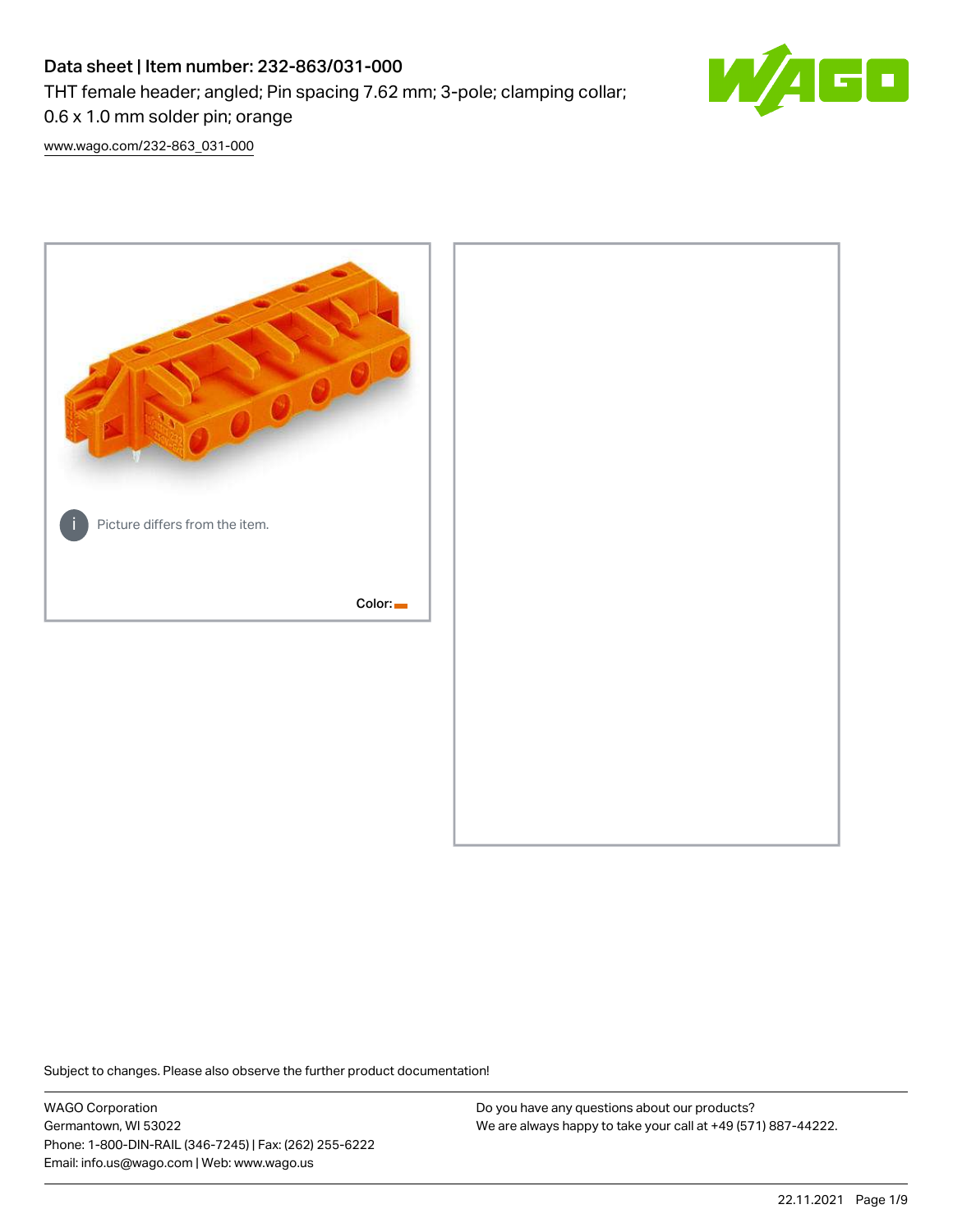# Data sheet | Item number: 232-863/031-000

THT female header; angled; Pin spacing 7.62 mm; 3-pole; clamping collar; 0.6 x 1.0 mm solder pin; orange

www.wago.com/232-863_031-000

Picture differs from the item.

Color:

Subject to changes. Please also observe the further product documentation!

WAGO Corporation
Germantown, WI 53022
Phone: 1-800-DIN-RAIL (346-7245) | Fax: (262) 255-6222
Email: info.us@wago.com | Web: www.wago.us

Do you have any questions about our products?
We are always happy to take your call at +49 (571) 887-44222.

22.11.2021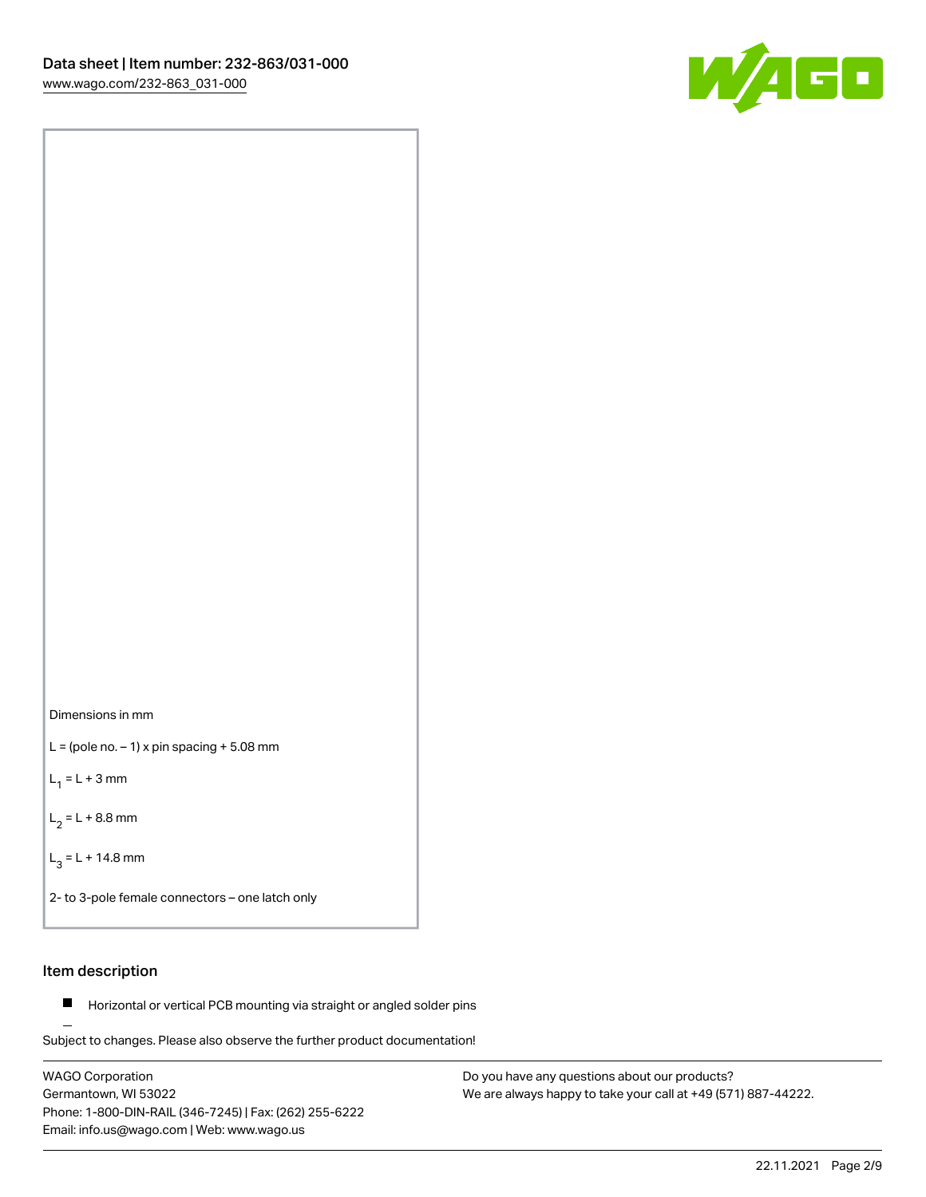Dimensions in mm

L = (pole no. – 1) x pin spacing + 5.08 mm

$L_1$ = L + 3 mm

$L_2$ = L + 8.8 mm

$L_3$ = L + 14.8 mm

2- to 3-pole female connectors – one latch only

## Item description

- Horizontal or vertical PCB mounting via straight or angled solder pins

Subject to changes. Please also observe the further product documentation!

WAGO Corporation
Germantown, WI 53022
Phone: 1-800-DIN-RAIL (346-7245) | Fax: (262) 255-6222
Email: info.us@wago.com | Web: www.wago.us

Do you have any questions about our products?
We are always happy to take your call at +49 (571) 887-44222.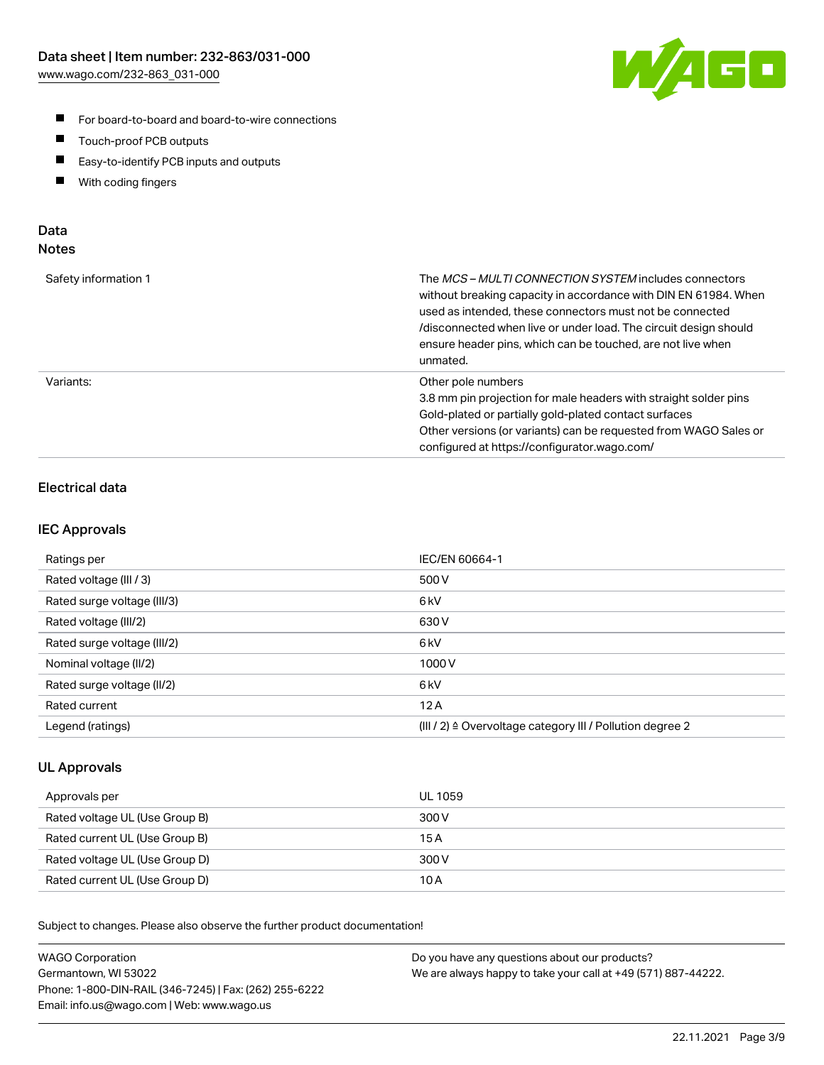- For board-to-board and board-to-wire connections
- Touch-proof PCB outputs
- Easy-to-identify PCB inputs and outputs
- With coding fingers

## Data

### Notes

| | |
|---|---|
| Safety information 1 | The *MCS – MULTI CONNECTION SYSTEM* includes connectors without breaking capacity in accordance with DIN EN 61984. When used as intended, these connectors must not be connected /disconnected when live or under load. The circuit design should ensure header pins, which can be touched, are not live when unmated. |
| Variants: | Other pole numbers<br>3.8 mm pin projection for male headers with straight solder pins<br>Gold-plated or partially gold-plated contact surfaces<br>Other versions (or variants) can be requested from WAGO Sales or configured at https://configurator.wago.com/ |

### Electrical data

### IEC Approvals

| | |
|---|---|
| Ratings per | IEC/EN 60664-1 |
| Rated voltage (III / 3) | 500 V |
| Rated surge voltage (III/3) | 6 kV |
| Rated voltage (III/2) | 630 V |
| Rated surge voltage (III/2) | 6 kV |
| Nominal voltage (II/2) | 1000 V |
| Rated surge voltage (II/2) | 6 kV |
| Rated current | 12 A |
| Legend (ratings) | (III / 2) ≙ Overvoltage category III / Pollution degree 2 |

### UL Approvals

| | |
|---|---|
| Approvals per | UL 1059 |
| Rated voltage UL (Use Group B) | 300 V |
| Rated current UL (Use Group B) | 15 A |
| Rated voltage UL (Use Group D) | 300 V |
| Rated current UL (Use Group D) | 10 A |

Subject to changes. Please also observe the further product documentation!

WAGO Corporation
Germantown, WI 53022
Phone: 1-800-DIN-RAIL (346-7245) | Fax: (262) 255-6222
Email: info.us@wago.com | Web: www.wago.us

Do you have any questions about our products?
We are always happy to take your call at +49 (571) 887-44222.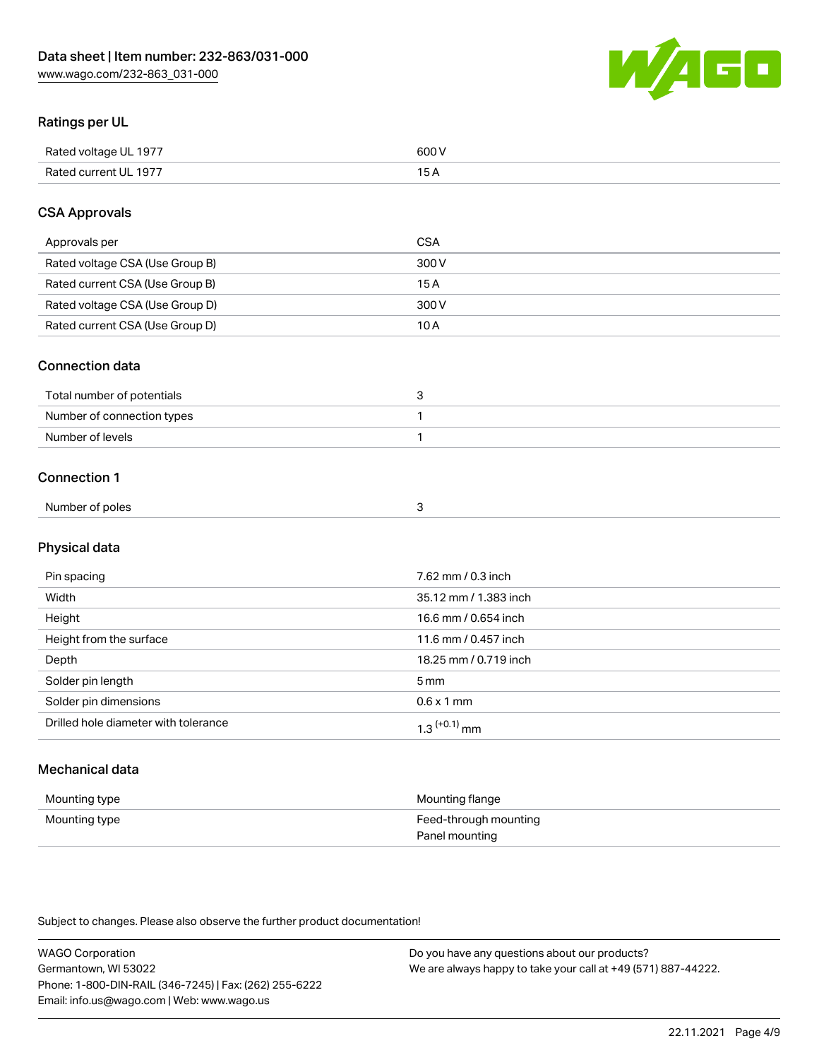## Ratings per UL

| | |
|---|---|
| Rated voltage UL 1977 | 600 V |
| Rated current UL 1977 | 15 A |

## CSA Approvals

| | |
|---|---|
| Approvals per | CSA |
| Rated voltage CSA (Use Group B) | 300 V |
| Rated current CSA (Use Group B) | 15 A |
| Rated voltage CSA (Use Group D) | 300 V |
| Rated current CSA (Use Group D) | 10 A |

## Connection data

| | |
|---|---|
| Total number of potentials | 3 |
| Number of connection types | 1 |
| Number of levels | 1 |

## Connection 1

| | |
|---|---|
| Number of poles | 3 |

## Physical data

| | |
|---|---|
| Pin spacing | 7.62 mm / 0.3 inch |
| Width | 35.12 mm / 1.383 inch |
| Height | 16.6 mm / 0.654 inch |
| Height from the surface | 11.6 mm / 0.457 inch |
| Depth | 18.25 mm / 0.719 inch |
| Solder pin length | 5 mm |
| Solder pin dimensions | 0.6 x 1 mm |
| Drilled hole diameter with tolerance | $1.3^{(+0.1)}$ mm |

## Mechanical data

| | |
|---|---|
| Mounting type | Mounting flange |
| Mounting type | Feed-through mounting<br>Panel mounting |

Subject to changes. Please also observe the further product documentation!

WAGO Corporation
Germantown, WI 53022
Phone: 1-800-DIN-RAIL (346-7245) | Fax: (262) 255-6222
Email: info.us@wago.com | Web: www.wago.us

Do you have any questions about our products?
We are always happy to take your call at +49 (571) 887-44222.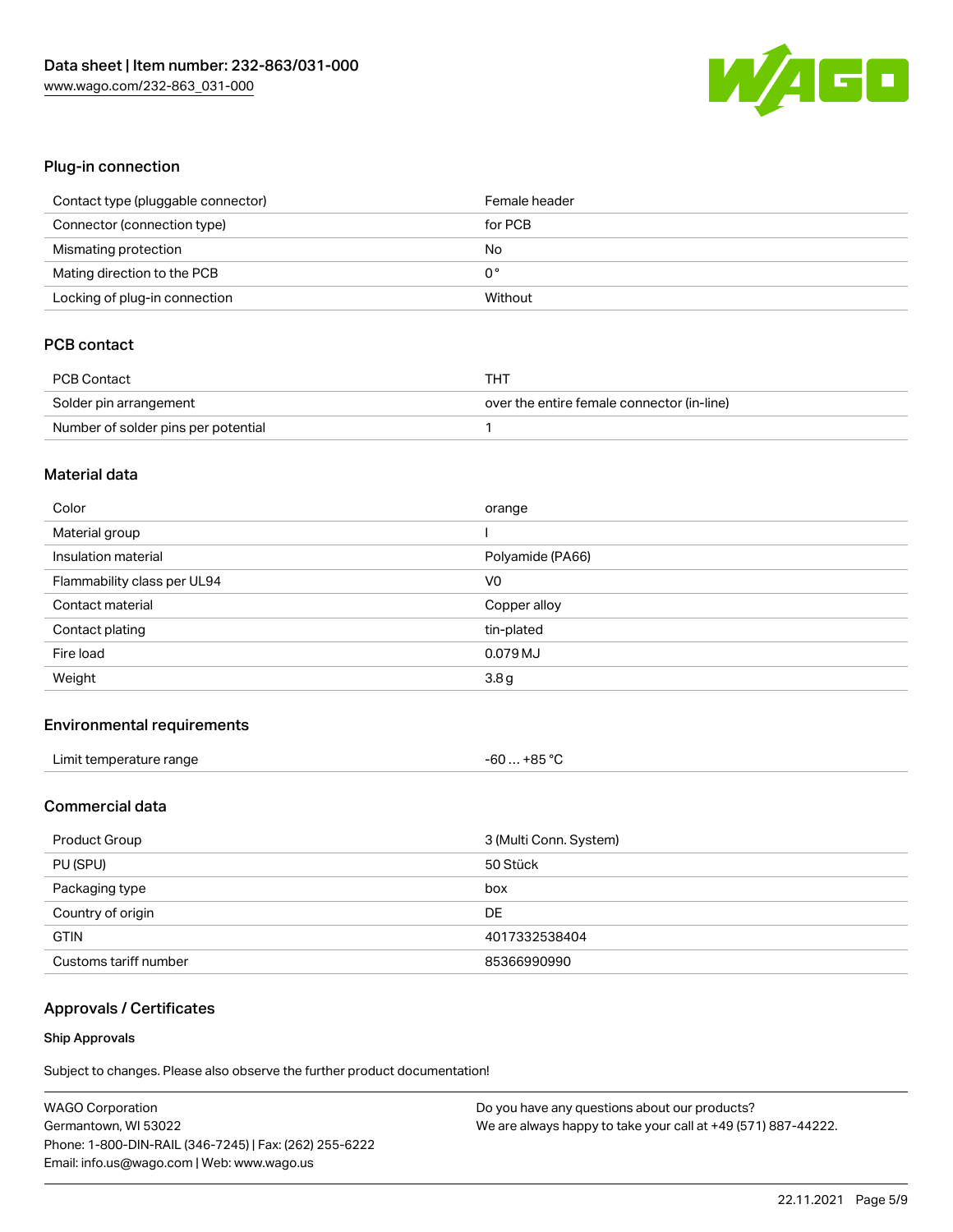## Plug-in connection

| | |
|---|---|
| Contact type (pluggable connector) | Female header |
| Connector (connection type) | for PCB |
| Mismating protection | No |
| Mating direction to the PCB | 0 ° |
| Locking of plug-in connection | Without |

## PCB contact

| | |
|---|---|
| PCB Contact | THT |
| Solder pin arrangement | over the entire female connector (in-line) |
| Number of solder pins per potential | 1 |

## Material data

| | |
|---|---|
| Color | orange |
| Material group | I |
| Insulation material | Polyamide (PA66) |
| Flammability class per UL94 | V0 |
| Contact material | Copper alloy |
| Contact plating | tin-plated |
| Fire load | 0.079 MJ |
| Weight | 3.8 g |

## Environmental requirements

| | |
|---|---|
| Limit temperature range | -60 … +85 °C |

## Commercial data

| | |
|---|---|
| Product Group | 3 (Multi Conn. System) |
| PU (SPU) | 50 Stück |
| Packaging type | box |
| Country of origin | DE |
| GTIN | 4017332538404 |
| Customs tariff number | 85366990990 |

## Approvals / Certificates

### Ship Approvals

Subject to changes. Please also observe the further product documentation!

WAGO Corporation
Germantown, WI 53022
Phone: 1-800-DIN-RAIL (346-7245) | Fax: (262) 255-6222
Email: info.us@wago.com | Web: www.wago.us

Do you have any questions about our products?
We are always happy to take your call at +49 (571) 887-44222.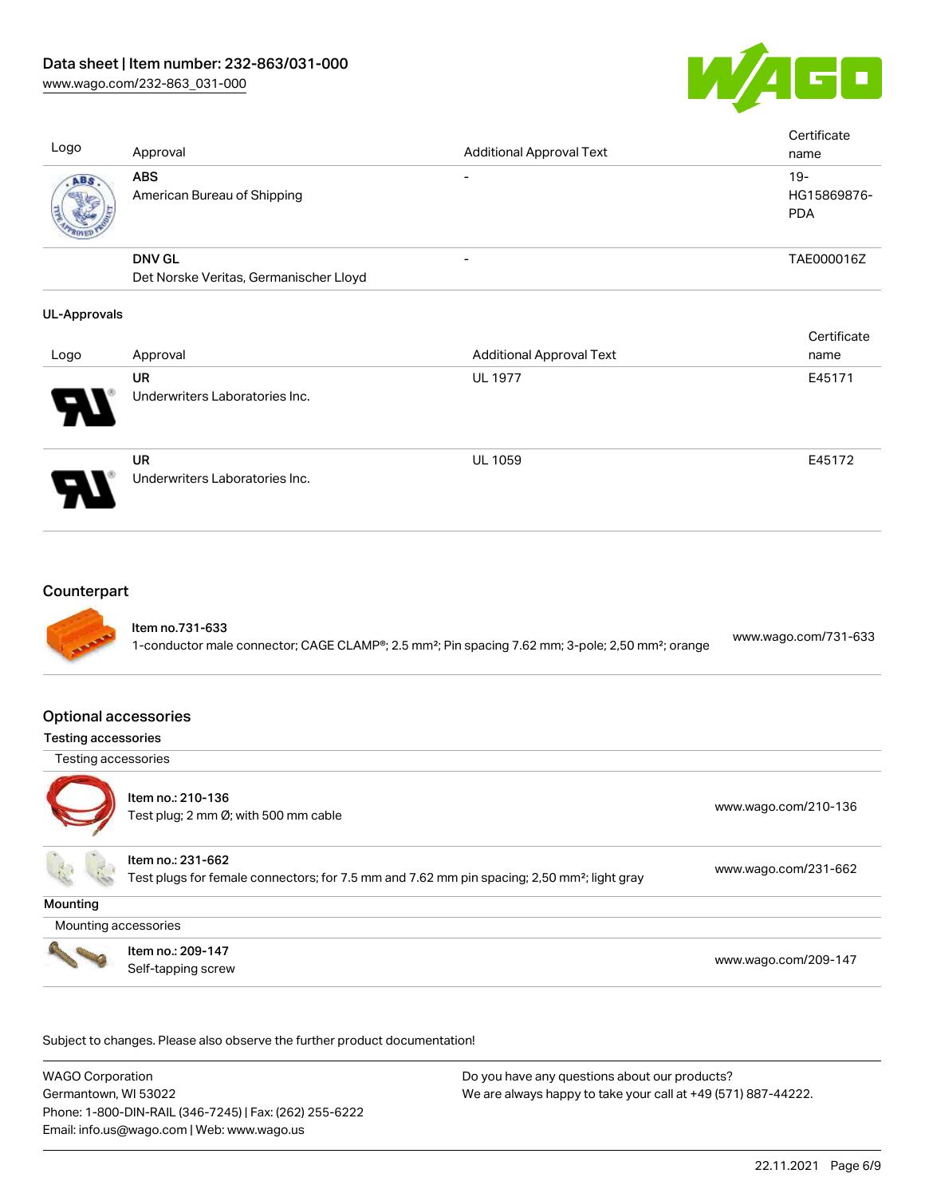| Logo | Approval | Additional Approval Text | Certificate name |
| --- | --- | --- | --- |
| | **ABS**<br>American Bureau of Shipping | - | 19-HG15869876-PDA |
| | **DNV GL**<br>Det Norske Veritas, Germanischer Lloyd | - | TAE000016Z |

**UL-Approvals**

| Logo | Approval | Additional Approval Text | Certificate name |
| --- | --- | --- | --- |
| | **UR**<br>Underwriters Laboratories Inc. | UL 1977 | E45171 |
| | **UR**<br>Underwriters Laboratories Inc. | UL 1059 | E45172 |

## Counterpart

| | | |
| --- | --- | --- |
| | Item no.731-633<br>1-conductor male connector; CAGE CLAMP®; 2.5 mm²; Pin spacing 7.62 mm; 3-pole; 2,50 mm²; orange | www.wago.com/731-633 |

## Optional accessories

**Testing accessories**

| Testing accessories | | |
| --- | --- | --- |
| | Item no.: 210-136<br>Test plug; 2 mm Ø; with 500 mm cable | www.wago.com/210-136 |
| | Item no.: 231-662<br>Test plugs for female connectors; for 7.5 mm and 7.62 mm pin spacing; 2,50 mm²; light gray | www.wago.com/231-662 |

**Mounting**

| Mounting accessories | | |
| --- | --- | --- |
| | Item no.: 209-147<br>Self-tapping screw | www.wago.com/209-147 |

Subject to changes. Please also observe the further product documentation!

WAGO Corporation
Germantown, WI 53022
Phone: 1-800-DIN-RAIL (346-7245) | Fax: (262) 255-6222
Email: info.us@wago.com | Web: www.wago.us

Do you have any questions about our products?
We are always happy to take your call at +49 (571) 887-44222.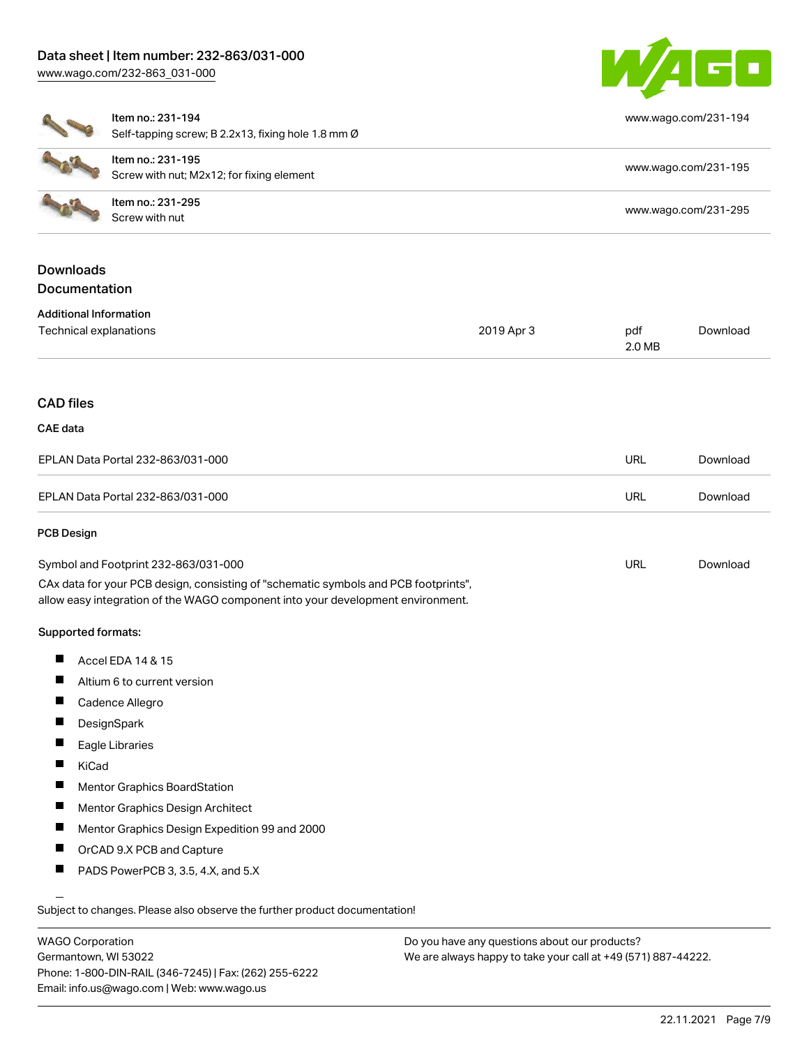| | | |
|---|---|---|
| Item no.: 231-194<br>Self-tapping screw; B 2.2x13, fixing hole 1.8 mm Ø | | www.wago.com/231-194 |
| Item no.: 231-195<br>Screw with nut; M2x12; for fixing element | | www.wago.com/231-195 |
| Item no.: 231-295<br>Screw with nut | | www.wago.com/231-295 |

## Downloads

### Documentation

**Additional Information**

| | | | |
|---|---|---|---|
| Technical explanations | 2019 Apr 3 | pdf<br>2.0 MB | Download |

## CAD files

### CAE data

| | | |
|---|---|---|
| EPLAN Data Portal 232-863/031-000 | URL | Download |
| EPLAN Data Portal 232-863/031-000 | URL | Download |

### PCB Design

| | | |
|---|---|---|
| Symbol and Footprint 232-863/031-000 | URL | Download |

CAx data for your PCB design, consisting of "schematic symbols and PCB footprints", allow easy integration of the WAGO component into your development environment.

Supported formats:

- Accel EDA 14 & 15
- Altium 6 to current version
- Cadence Allegro
- DesignSpark
- Eagle Libraries
- KiCad
- Mentor Graphics BoardStation
- Mentor Graphics Design Architect
- Mentor Graphics Design Expedition 99 and 2000
- OrCAD 9.X PCB and Capture
- PADS PowerPCB 3, 3.5, 4.X, and 5.X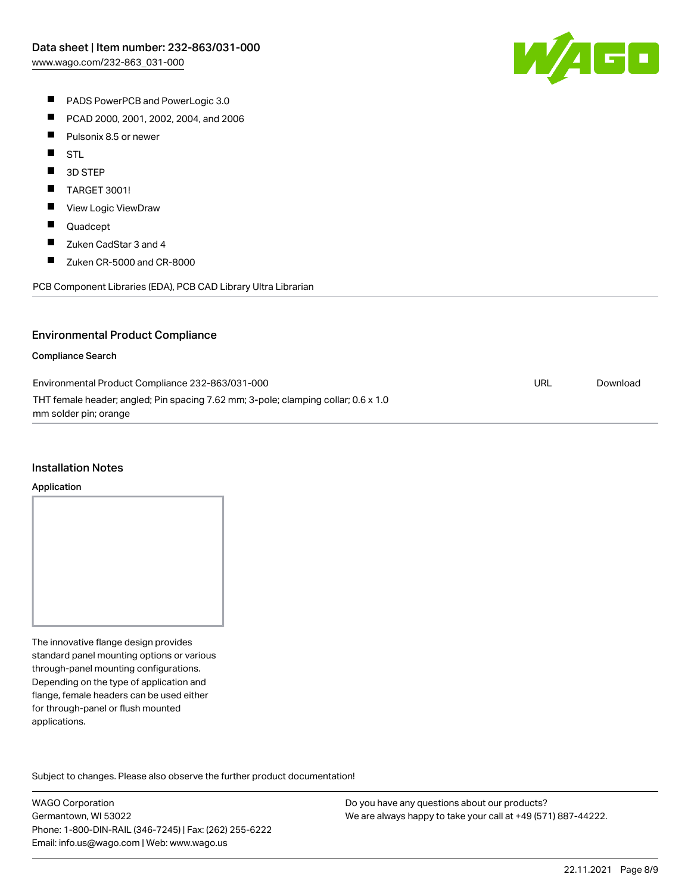- PADS PowerPCB and PowerLogic 3.0
- PCAD 2000, 2001, 2002, 2004, and 2006
- Pulsonix 8.5 or newer
- STL
- 3D STEP
- TARGET 3001!
- View Logic ViewDraw
- Quadcept
- Zuken CadStar 3 and 4
- Zuken CR-5000 and CR-8000

PCB Component Libraries (EDA), PCB CAD Library Ultra Librarian

## Environmental Product Compliance

### Compliance Search

| | | |
|---|---|---|
| Environmental Product Compliance 232-863/031-000<br>THT female header; angled; Pin spacing 7.62 mm; 3-pole; clamping collar; 0.6 x 1.0 mm solder pin; orange | URL | Download |

## Installation Notes

### Application

The innovative flange design provides standard panel mounting options or various through-panel mounting configurations. Depending on the type of application and flange, female headers can be used either for through-panel or flush mounted applications.

Subject to changes. Please also observe the further product documentation!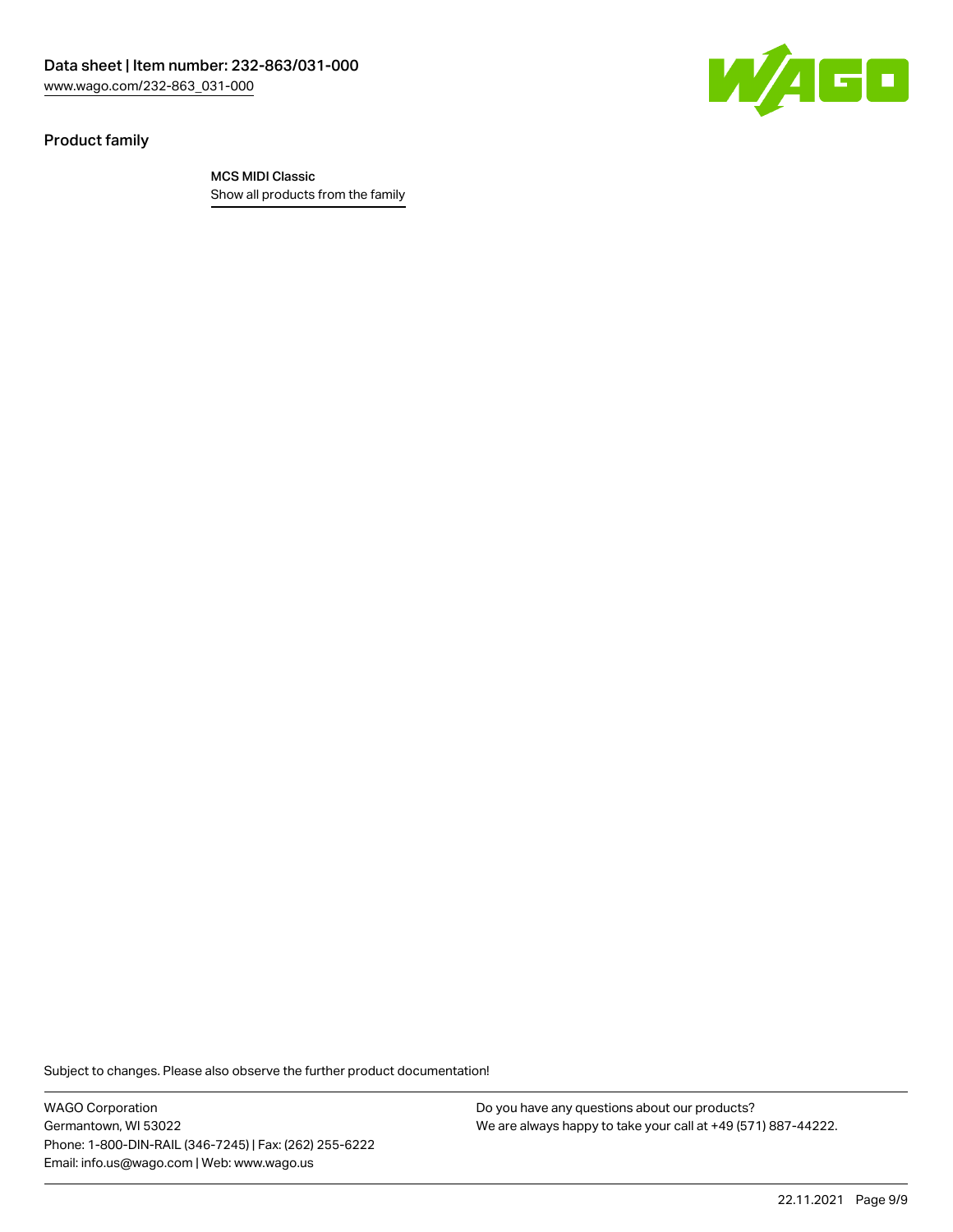## Product family

MCS MIDI Classic
Show all products from the family

Subject to changes. Please also observe the further product documentation!

WAGO Corporation
Germantown, WI 53022
Phone: 1-800-DIN-RAIL (346-7245) | Fax: (262) 255-6222
Email: info.us@wago.com | Web: www.wago.us

Do you have any questions about our products?
We are always happy to take your call at +49 (571) 887-44222.